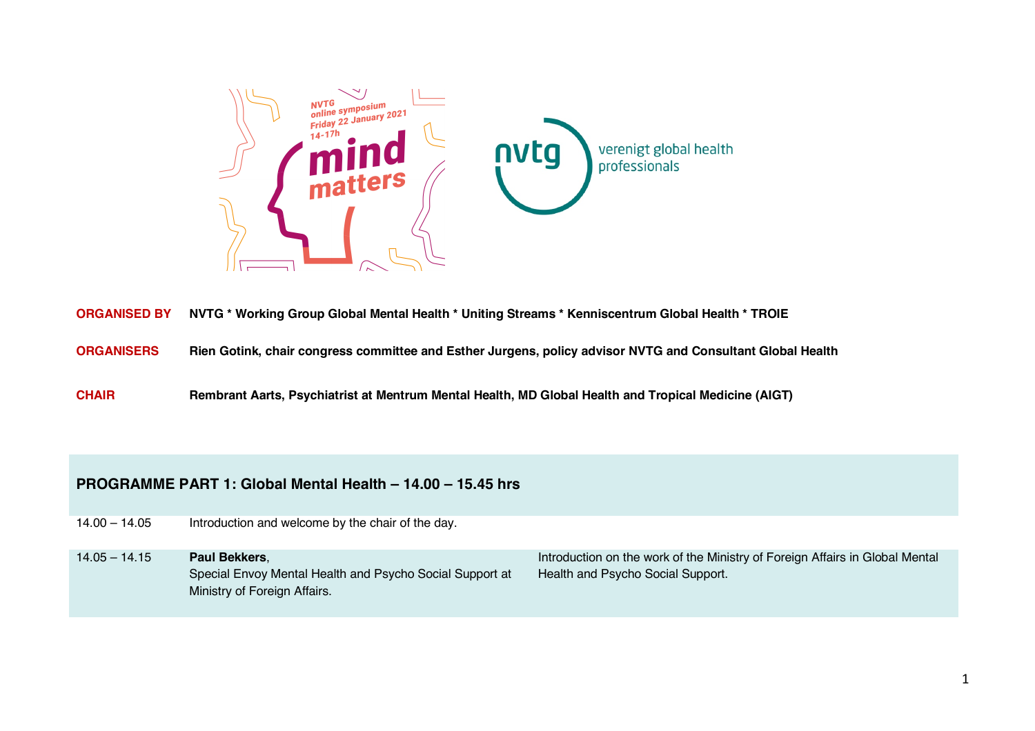NVTG online symposium Friday 22 January 2021 14-17h

# mind matters

nvtg verenigt global health professionals

**ORGANISED BY** **NVTG * Working Group Global Mental Health * Uniting Streams * Kenniscentrum Global Health * TROIE**

**ORGANISERS** **Rien Gotink, chair congress committee and Esther Jurgens, policy advisor NVTG and Consultant Global Health**

**CHAIR** **Rembrant Aarts, Psychiatrist at Mentrum Mental Health, MD Global Health and Tropical Medicine (AIGT)**

## PROGRAMME PART 1: Global Mental Health – 14.00 – 15.45 hrs

| | | |
|---|---|---|
| 14.00 – 14.05 | Introduction and welcome by the chair of the day. | |
| 14.05 – 14.15 | **Paul Bekkers**, Special Envoy Mental Health and Psycho Social Support at Ministry of Foreign Affairs. | Introduction on the work of the Ministry of Foreign Affairs in Global Mental Health and Psycho Social Support. |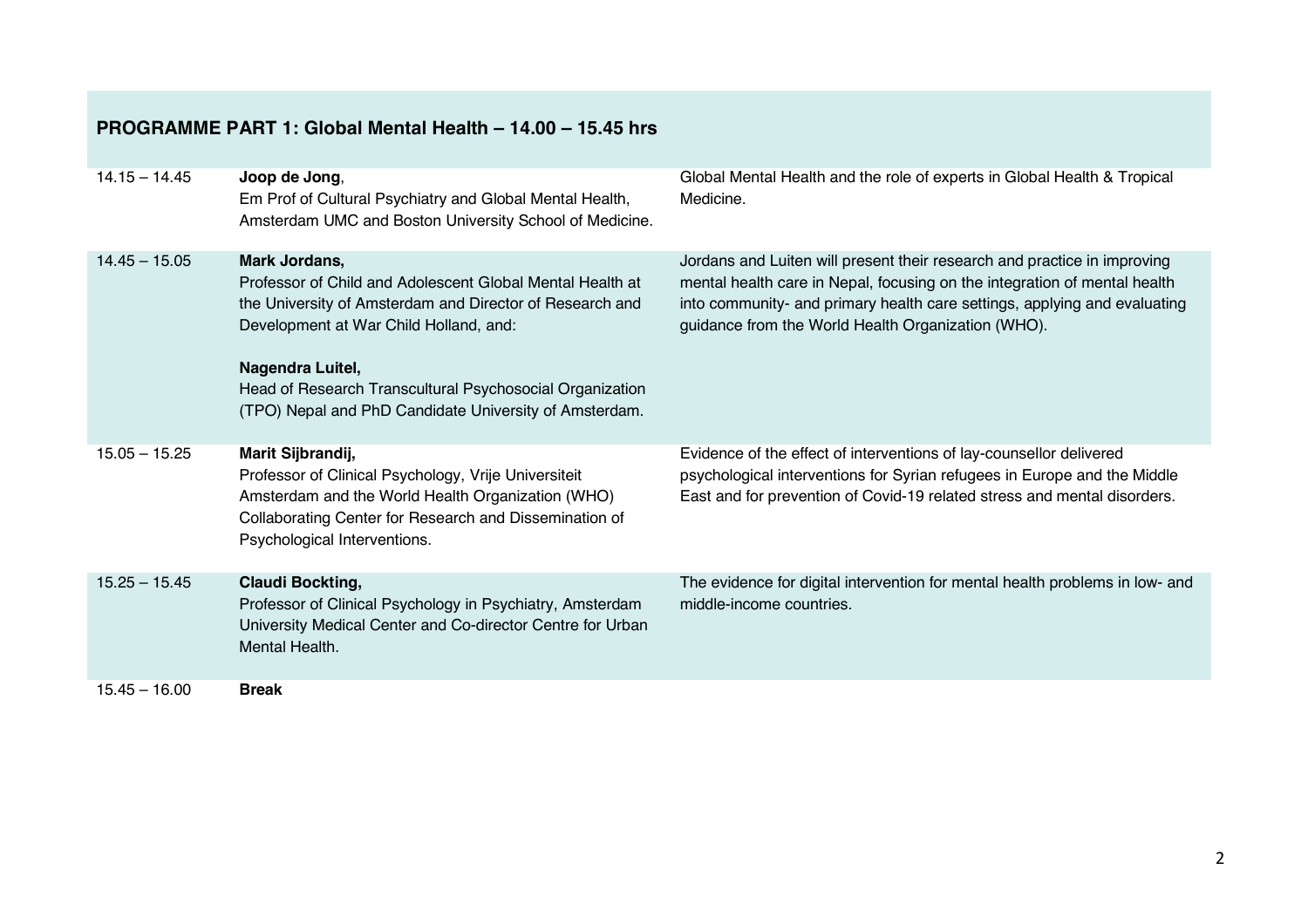## PROGRAMME PART 1: Global Mental Health – 14.00 – 15.45 hrs

| Time | Speaker | Topic |
|---|---|---|
| 14.15 – 14.45 | **Joop de Jong**, Em Prof of Cultural Psychiatry and Global Mental Health, Amsterdam UMC and Boston University School of Medicine. | Global Mental Health and the role of experts in Global Health & Tropical Medicine. |
| 14.45 – 15.05 | **Mark Jordans,** Professor of Child and Adolescent Global Mental Health at the University of Amsterdam and Director of Research and Development at War Child Holland, and: **Nagendra Luitel,** Head of Research Transcultural Psychosocial Organization (TPO) Nepal and PhD Candidate University of Amsterdam. | Jordans and Luiten will present their research and practice in improving mental health care in Nepal, focusing on the integration of mental health into community- and primary health care settings, applying and evaluating guidance from the World Health Organization (WHO). |
| 15.05 – 15.25 | **Marit Sijbrandij,** Professor of Clinical Psychology, Vrije Universiteit Amsterdam and the World Health Organization (WHO) Collaborating Center for Research and Dissemination of Psychological Interventions. | Evidence of the effect of interventions of lay-counsellor delivered psychological interventions for Syrian refugees in Europe and the Middle East and for prevention of Covid-19 related stress and mental disorders. |
| 15.25 – 15.45 | **Claudi Bockting,** Professor of Clinical Psychology in Psychiatry, Amsterdam University Medical Center and Co-director Centre for Urban Mental Health. | The evidence for digital intervention for mental health problems in low- and middle-income countries. |
| 15.45 – 16.00 | **Break** | |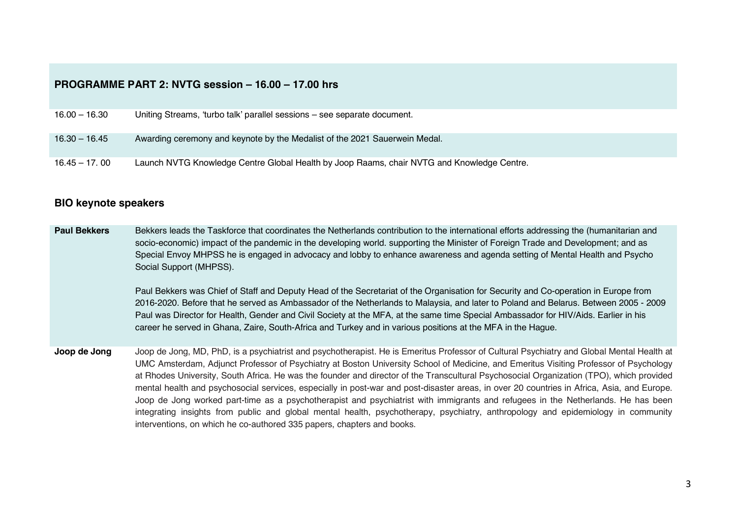## PROGRAMME PART 2: NVTG session – 16.00 – 17.00 hrs

| | |
|---|---|
| 16.00 – 16.30 | Uniting Streams, 'turbo talk' parallel sessions – see separate document. |
| 16.30 – 16.45 | Awarding ceremony and keynote by the Medalist of the 2021 Sauerwein Medal. |
| 16.45 – 17. 00 | Launch NVTG Knowledge Centre Global Health by Joop Raams, chair NVTG and Knowledge Centre. |

## BIO keynote speakers

**Paul Bekkers**

Bekkers leads the Taskforce that coordinates the Netherlands contribution to the international efforts addressing the (humanitarian and socio-economic) impact of the pandemic in the developing world. supporting the Minister of Foreign Trade and Development; and as Special Envoy MHPSS he is engaged in advocacy and lobby to enhance awareness and agenda setting of Mental Health and Psycho Social Support (MHPSS).

Paul Bekkers was Chief of Staff and Deputy Head of the Secretariat of the Organisation for Security and Co-operation in Europe from 2016-2020. Before that he served as Ambassador of the Netherlands to Malaysia, and later to Poland and Belarus. Between 2005 - 2009 Paul was Director for Health, Gender and Civil Society at the MFA, at the same time Special Ambassador for HIV/Aids. Earlier in his career he served in Ghana, Zaire, South-Africa and Turkey and in various positions at the MFA in the Hague.

**Joop de Jong**

Joop de Jong, MD, PhD, is a psychiatrist and psychotherapist. He is Emeritus Professor of Cultural Psychiatry and Global Mental Health at UMC Amsterdam, Adjunct Professor of Psychiatry at Boston University School of Medicine, and Emeritus Visiting Professor of Psychology at Rhodes University, South Africa. He was the founder and director of the Transcultural Psychosocial Organization (TPO), which provided mental health and psychosocial services, especially in post-war and post-disaster areas, in over 20 countries in Africa, Asia, and Europe. Joop de Jong worked part-time as a psychotherapist and psychiatrist with immigrants and refugees in the Netherlands. He has been integrating insights from public and global mental health, psychotherapy, psychiatry, anthropology and epidemiology in community interventions, on which he co-authored 335 papers, chapters and books.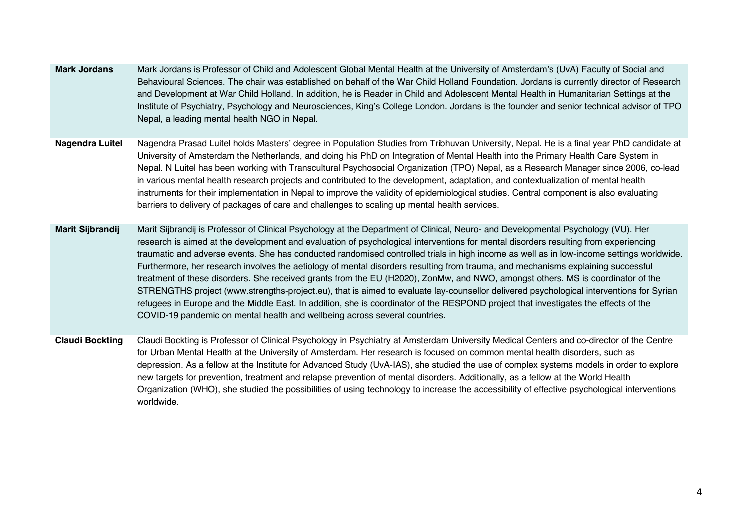| | |
|---|---|
| **Mark Jordans** | Mark Jordans is Professor of Child and Adolescent Global Mental Health at the University of Amsterdam's (UvA) Faculty of Social and Behavioural Sciences. The chair was established on behalf of the War Child Holland Foundation. Jordans is currently director of Research and Development at War Child Holland. In addition, he is Reader in Child and Adolescent Mental Health in Humanitarian Settings at the Institute of Psychiatry, Psychology and Neurosciences, King's College London. Jordans is the founder and senior technical advisor of TPO Nepal, a leading mental health NGO in Nepal. |
| **Nagendra Luitel** | Nagendra Prasad Luitel holds Masters' degree in Population Studies from Tribhuvan University, Nepal. He is a final year PhD candidate at University of Amsterdam the Netherlands, and doing his PhD on Integration of Mental Health into the Primary Health Care System in Nepal. N Luitel has been working with Transcultural Psychosocial Organization (TPO) Nepal, as a Research Manager since 2006, co-lead in various mental health research projects and contributed to the development, adaptation, and contextualization of mental health instruments for their implementation in Nepal to improve the validity of epidemiological studies. Central component is also evaluating barriers to delivery of packages of care and challenges to scaling up mental health services. |
| **Marit Sijbrandij** | Marit Sijbrandij is Professor of Clinical Psychology at the Department of Clinical, Neuro- and Developmental Psychology (VU). Her research is aimed at the development and evaluation of psychological interventions for mental disorders resulting from experiencing traumatic and adverse events. She has conducted randomised controlled trials in high income as well as in low-income settings worldwide. Furthermore, her research involves the aetiology of mental disorders resulting from trauma, and mechanisms explaining successful treatment of these disorders. She received grants from the EU (H2020), ZonMw, and NWO, amongst others. MS is coordinator of the STRENGTHS project (www.strengths-project.eu), that is aimed to evaluate lay-counsellor delivered psychological interventions for Syrian refugees in Europe and the Middle East. In addition, she is coordinator of the RESPOND project that investigates the effects of the COVID-19 pandemic on mental health and wellbeing across several countries. |
| **Claudi Bockting** | Claudi Bockting is Professor of Clinical Psychology in Psychiatry at Amsterdam University Medical Centers and co-director of the Centre for Urban Mental Health at the University of Amsterdam. Her research is focused on common mental health disorders, such as depression. As a fellow at the Institute for Advanced Study (UvA-IAS), she studied the use of complex systems models in order to explore new targets for prevention, treatment and relapse prevention of mental disorders. Additionally, as a fellow at the World Health Organization (WHO), she studied the possibilities of using technology to increase the accessibility of effective psychological interventions worldwide. |